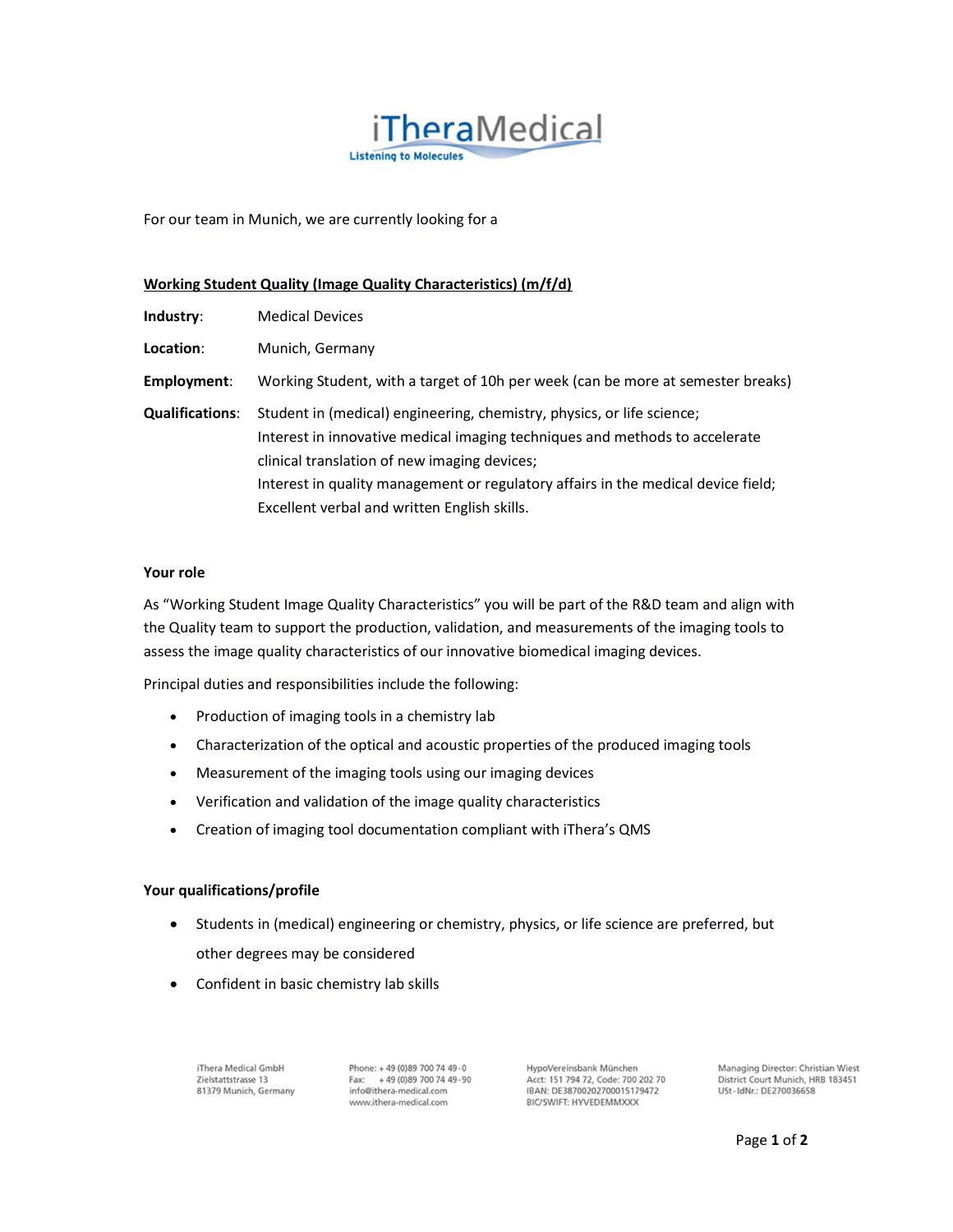For our team in Munich, we are currently looking for a

## Working Student Quality (Image Quality Characteristics) (m/f/d)

**Industry**: Medical Devices

**Location**: Munich, Germany

**Employment**: Working Student, with a target of 10h per week (can be more at semester breaks)

**Qualifications**: Student in (medical) engineering, chemistry, physics, or life science;
Interest in innovative medical imaging techniques and methods to accelerate clinical translation of new imaging devices;
Interest in quality management or regulatory affairs in the medical device field;
Excellent verbal and written English skills.

### Your role

As "Working Student Image Quality Characteristics" you will be part of the R&D team and align with the Quality team to support the production, validation, and measurements of the imaging tools to assess the image quality characteristics of our innovative biomedical imaging devices.

Principal duties and responsibilities include the following:

- Production of imaging tools in a chemistry lab
- Characterization of the optical and acoustic properties of the produced imaging tools
- Measurement of the imaging tools using our imaging devices
- Verification and validation of the image quality characteristics
- Creation of imaging tool documentation compliant with iThera's QMS

### Your qualifications/profile

- Students in (medical) engineering or chemistry, physics, or life science are preferred, but other degrees may be considered
- Confident in basic chemistry lab skills

iThera Medical GmbH
Zielstattstrasse 13
81379 Munich, Germany

Phone: + 49 (0)89 700 74 49-0
Fax: + 49 (0)89 700 74 49-90
info@ithera-medical.com
www.ithera-medical.com

HypoVereinsbank München
Acct: 151 794 72, Code: 700 202 70
IBAN: DE38700202700015179472
BIC/SWIFT: HYVEDEMMXXX

Managing Director: Christian Wiest
District Court Munich, HRB 183451
USt-IdNr.: DE270036658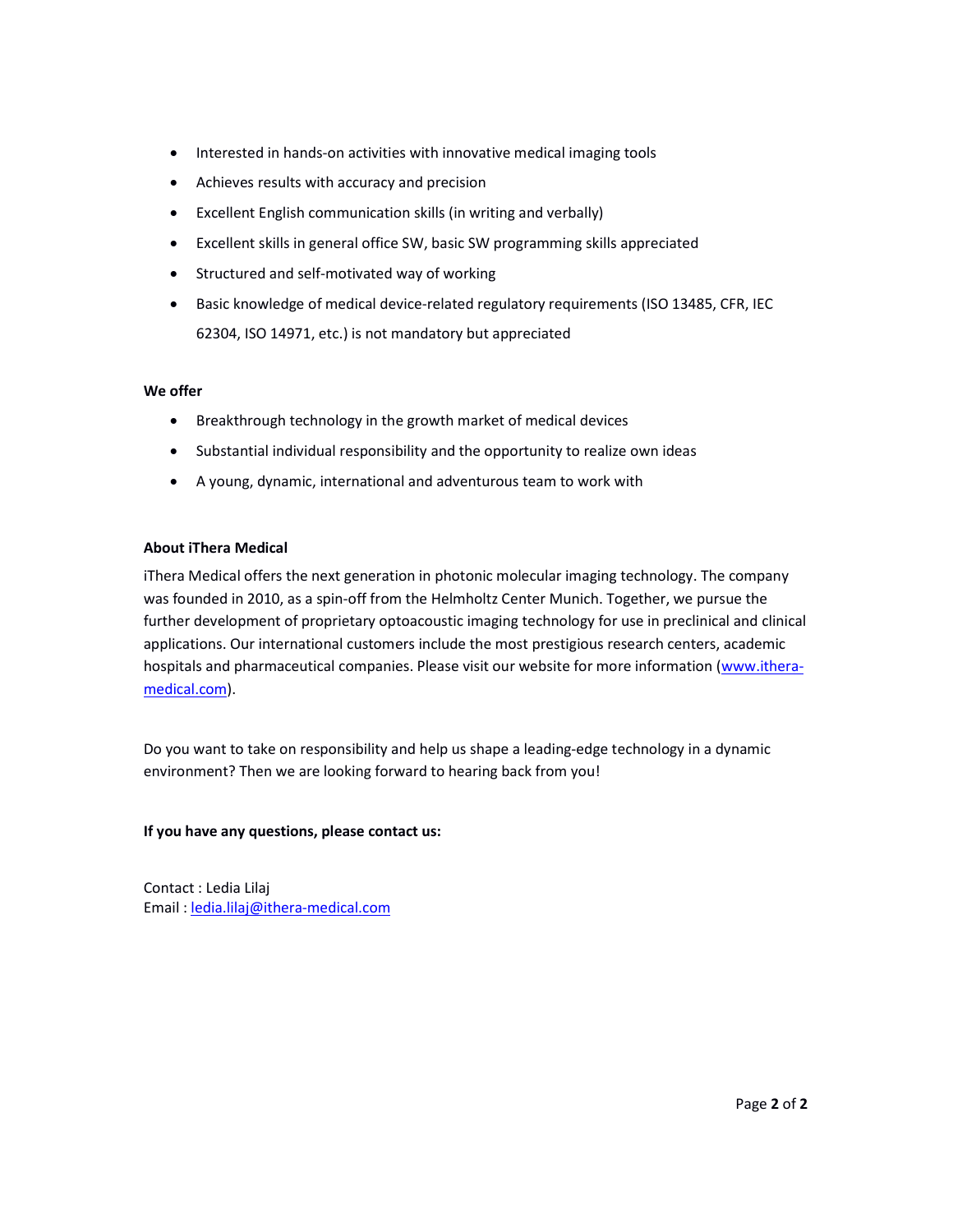- Interested in hands-on activities with innovative medical imaging tools
- Achieves results with accuracy and precision
- Excellent English communication skills (in writing and verbally)
- Excellent skills in general office SW, basic SW programming skills appreciated
- Structured and self-motivated way of working
- Basic knowledge of medical device-related regulatory requirements (ISO 13485, CFR, IEC 62304, ISO 14971, etc.) is not mandatory but appreciated

**We offer**

- Breakthrough technology in the growth market of medical devices
- Substantial individual responsibility and the opportunity to realize own ideas
- A young, dynamic, international and adventurous team to work with

**About iThera Medical**

iThera Medical offers the next generation in photonic molecular imaging technology. The company was founded in 2010, as a spin-off from the Helmholtz Center Munich. Together, we pursue the further development of proprietary optoacoustic imaging technology for use in preclinical and clinical applications. Our international customers include the most prestigious research centers, academic hospitals and pharmaceutical companies. Please visit our website for more information (www.ithera-medical.com).

Do you want to take on responsibility and help us shape a leading-edge technology in a dynamic environment? Then we are looking forward to hearing back from you!

**If you have any questions, please contact us:**

Contact : Ledia Lilaj
Email : ledia.lilaj@ithera-medical.com